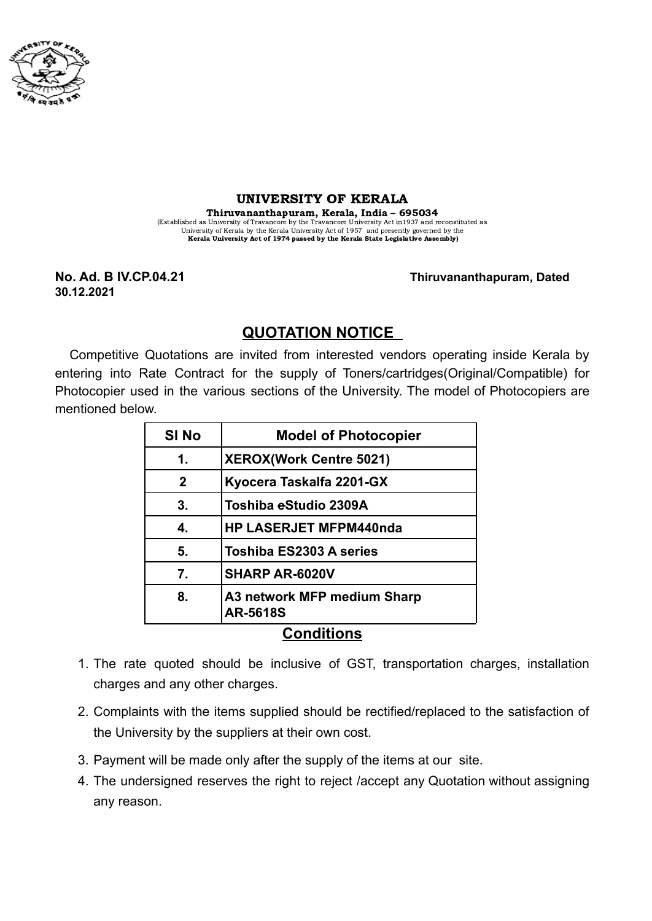# UNIVERSITY OF KERALA

**Thiruvananthapuram, Kerala, India – 695034**

(Established as University of Travancore by the Travancore University Act in1937 and reconstituted as University of Kerala by the Kerala University Act of 1957 and presently governed by the **Kerala University Act of 1974 passed by the Kerala State Legislative Assembly)**

**No. Ad. B IV.CP.04.21** **Thiruvananthapuram, Dated 30.12.2021**

## QUOTATION NOTICE

Competitive Quotations are invited from interested vendors operating inside Kerala by entering into Rate Contract for the supply of Toners/cartridges(Original/Compatible) for Photocopier used in the various sections of the University. The model of Photocopiers are mentioned below.

| Sl No | Model of Photocopier |
|---|---|
| 1. | XEROX(Work Centre 5021) |
| 2 | Kyocera Taskalfa 2201-GX |
| 3. | Toshiba eStudio 2309A |
| 4. | HP LASERJET MFPM440nda |
| 5. | Toshiba ES2303 A series |
| 7. | SHARP AR-6020V |
| 8. | A3 network MFP medium Sharp AR-5618S |

## Conditions

1. The rate quoted should be inclusive of GST, transportation charges, installation charges and any other charges.
2. Complaints with the items supplied should be rectified/replaced to the satisfaction of the University by the suppliers at their own cost.
3. Payment will be made only after the supply of the items at our site.
4. The undersigned reserves the right to reject /accept any Quotation without assigning any reason.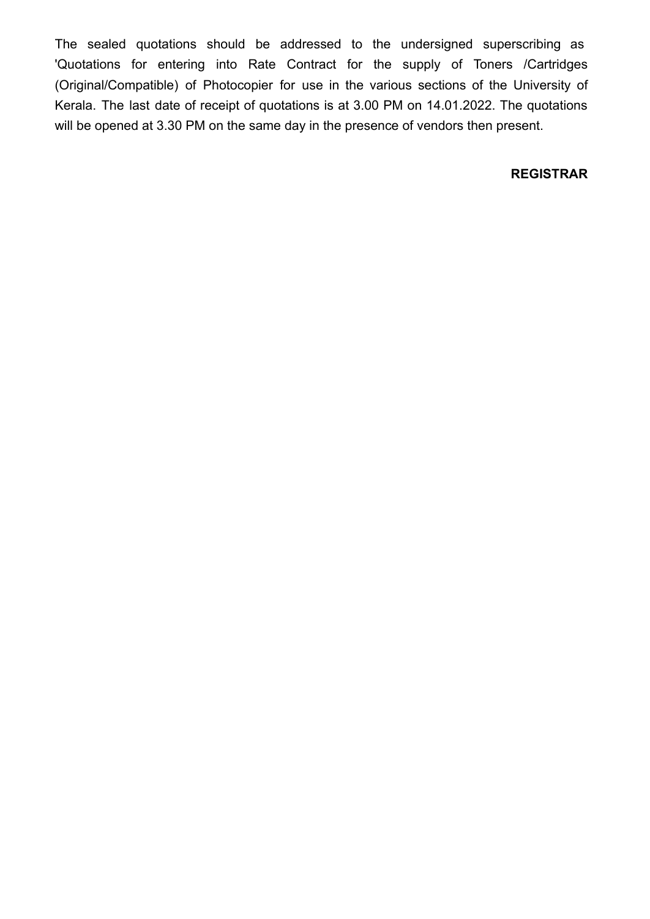The sealed quotations should be addressed to the undersigned superscribing as 'Quotations for entering into Rate Contract for the supply of Toners /Cartridges (Original/Compatible) of Photocopier for use in the various sections of the University of Kerala. The last date of receipt of quotations is at 3.00 PM on 14.01.2022. The quotations will be opened at 3.30 PM on the same day in the presence of vendors then present.

**REGISTRAR**